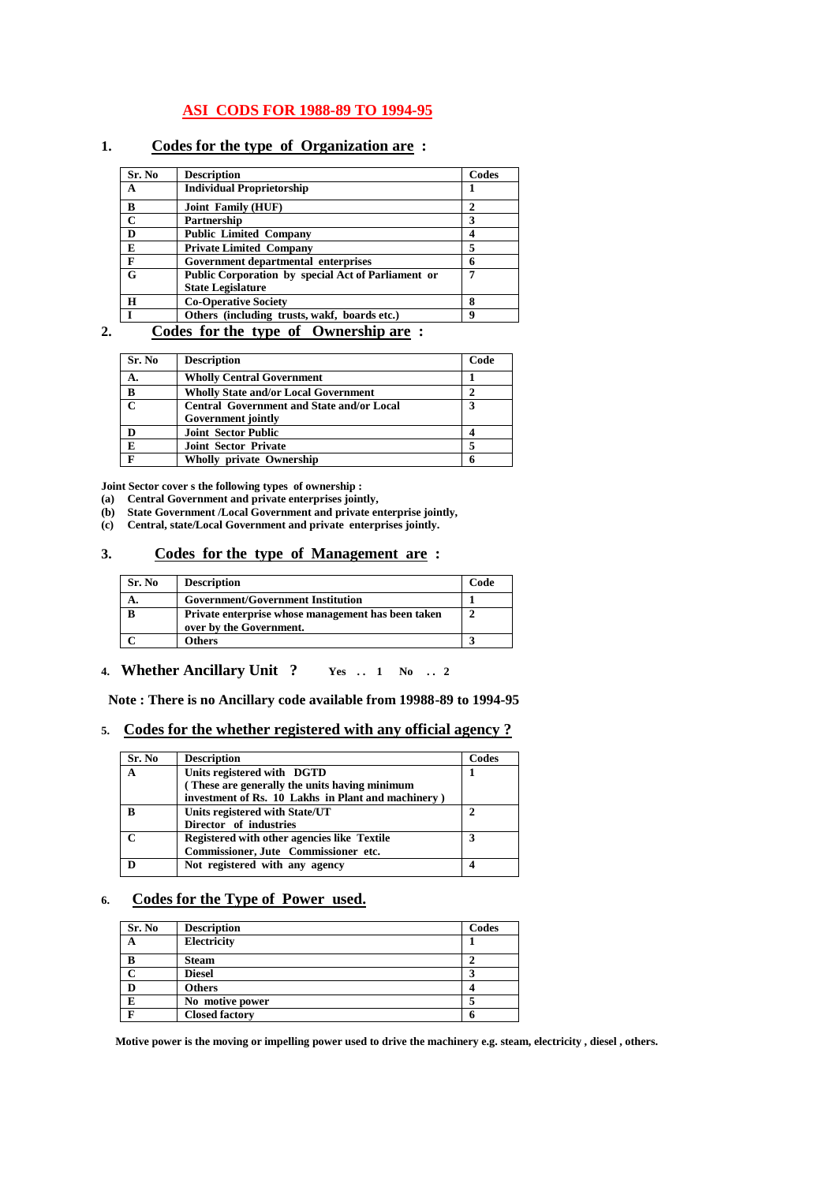# ASI CODS FOR 1988-89 TO 1994-95

## 1. Codes for the type of Organization are :

| Sr. No | Description | Codes |
|---|---|---|
| A | Individual Proprietorship | 1 |
| B | Joint Family (HUF) | 2 |
| C | Partnership | 3 |
| D | Public Limited Company | 4 |
| E | Private Limited Company | 5 |
| F | Government departmental enterprises | 6 |
| G | Public Corporation by special Act of Parliament or State Legislature | 7 |
| H | Co-Operative Society | 8 |
| I | Others (including trusts, wakf, boards etc.) | 9 |

## 2. Codes for the type of Ownership are :

| Sr. No | Description | Code |
|---|---|---|
| A. | Wholly Central Government | 1 |
| B | Wholly State and/or Local Government | 2 |
| C | Central Government and State and/or Local Government jointly | 3 |
| D | Joint Sector Public | 4 |
| E | Joint Sector Private | 5 |
| F | Wholly private Ownership | 6 |

**Joint Sector cover s the following types of ownership :**

**(a)** Central Government and private enterprises jointly,

**(b)** State Government /Local Government and private enterprise jointly,

**(c)** Central, state/Local Government and private enterprises jointly.

## 3. Codes for the type of Management are :

| Sr. No | Description | Code |
|---|---|---|
| A. | Government/Government Institution | 1 |
| B | Private enterprise whose management has been taken over by the Government. | 2 |
| C | Others | 3 |

## 4. Whether Ancillary Unit ? Yes .. 1 No .. 2

**Note : There is no Ancillary code available from 19988-89 to 1994-95**

## 5. Codes for the whether registered with any official agency ?

| Sr. No | Description | Codes |
|---|---|---|
| A | Units registered with DGTD ( These are generally the units having minimum investment of Rs. 10 Lakhs in Plant and machinery ) | 1 |
| B | Units registered with State/UT Director of industries | 2 |
| C | Registered with other agencies like Textile Commissioner, Jute Commissioner etc. | 3 |
| D | Not registered with any agency | 4 |

## 6. Codes for the Type of Power used.

| Sr. No | Description | Codes |
|---|---|---|
| A | Electricity | 1 |
| B | Steam | 2 |
| C | Diesel | 3 |
| D | Others | 4 |
| E | No motive power | 5 |
| F | Closed factory | 6 |

**Motive power is the moving or impelling power used to drive the machinery e.g. steam, electricity , diesel , others.**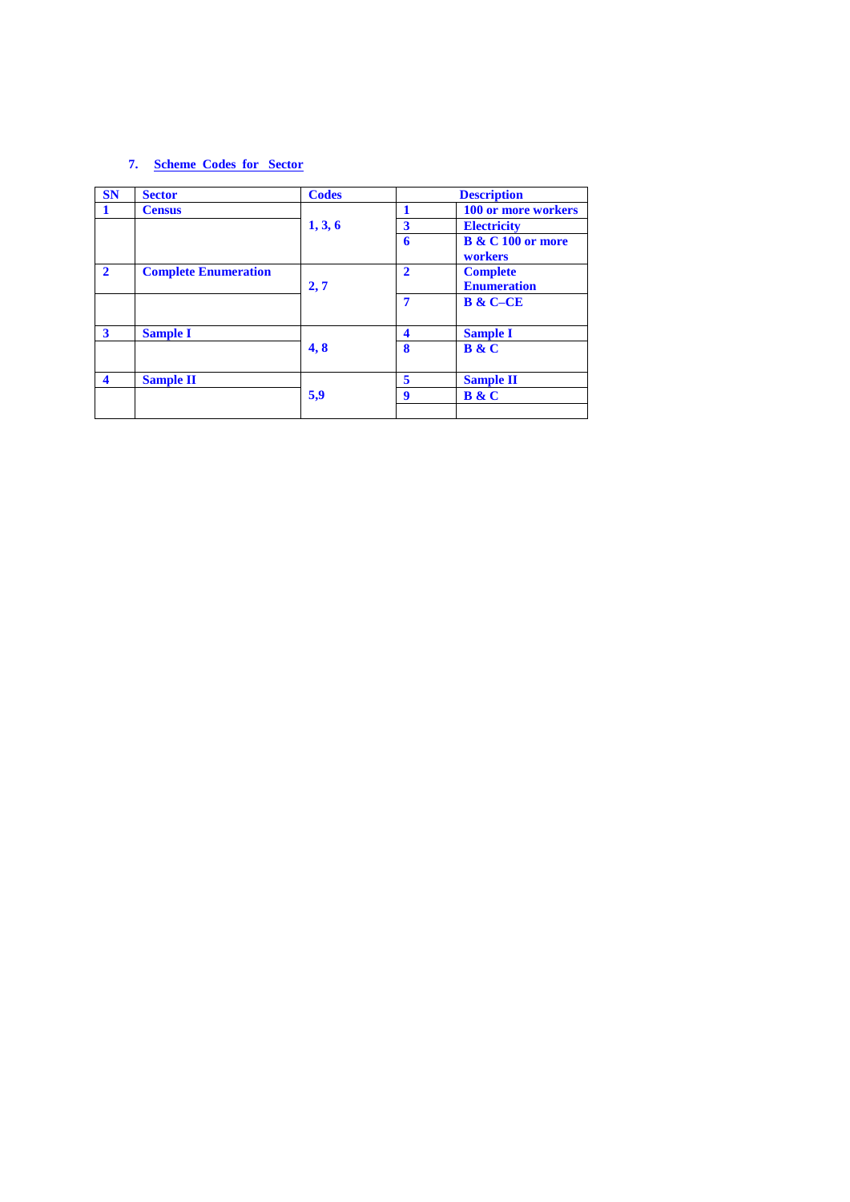## 7. Scheme Codes for Sector

| SN | Sector | Codes | Description | |
|---|---|---|---|---|
| 1 | Census | 1, 3, 6 | 1 | 100 or more workers |
| | | | 3 | Electricity |
| | | | 6 | B & C 100 or more workers |
| 2 | Complete Enumeration | 2, 7 | 2 | Complete Enumeration |
| | | | 7 | B & C–CE |
| 3 | Sample I | 4, 8 | 4 | Sample I |
| | | | 8 | B & C |
| 4 | Sample II | 5,9 | 5 | Sample II |
| | | | 9 | B & C |
| | | | | |